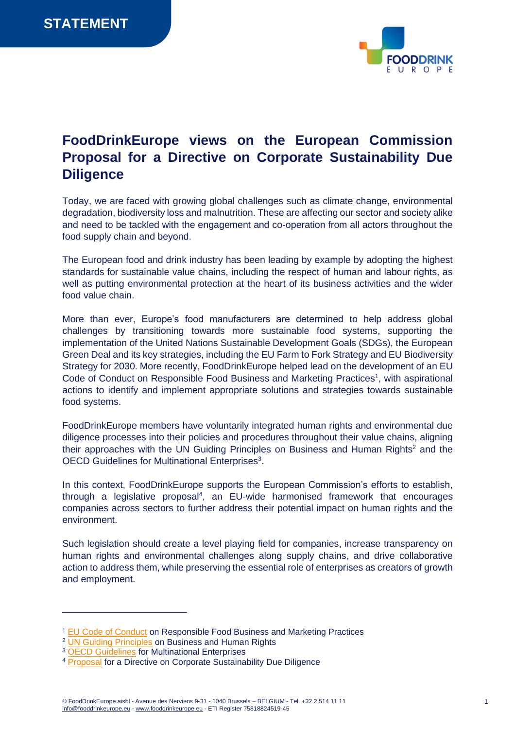STATEMENT

# FoodDrinkEurope views on the European Commission Proposal for a Directive on Corporate Sustainability Due Diligence

Today, we are faced with growing global challenges such as climate change, environmental degradation, biodiversity loss and malnutrition. These are affecting our sector and society alike and need to be tackled with the engagement and co-operation from all actors throughout the food supply chain and beyond.

The European food and drink industry has been leading by example by adopting the highest standards for sustainable value chains, including the respect of human and labour rights, as well as putting environmental protection at the heart of its business activities and the wider food value chain.

More than ever, Europe's food manufacturers are determined to help address global challenges by transitioning towards more sustainable food systems, supporting the implementation of the United Nations Sustainable Development Goals (SDGs), the European Green Deal and its key strategies, including the EU Farm to Fork Strategy and EU Biodiversity Strategy for 2030. More recently, FoodDrinkEurope helped lead on the development of an EU Code of Conduct on Responsible Food Business and Marketing Practices[1], with aspirational actions to identify and implement appropriate solutions and strategies towards sustainable food systems.

FoodDrinkEurope members have voluntarily integrated human rights and environmental due diligence processes into their policies and procedures throughout their value chains, aligning their approaches with the UN Guiding Principles on Business and Human Rights[2] and the OECD Guidelines for Multinational Enterprises[3].

In this context, FoodDrinkEurope supports the European Commission's efforts to establish, through a legislative proposal[4], an EU-wide harmonised framework that encourages companies across sectors to further address their potential impact on human rights and the environment.

Such legislation should create a level playing field for companies, increase transparency on human rights and environmental challenges along supply chains, and drive collaborative action to address them, while preserving the essential role of enterprises as creators of growth and employment.

---

[1] EU Code of Conduct on Responsible Food Business and Marketing Practices
[2] UN Guiding Principles on Business and Human Rights
[3] OECD Guidelines for Multinational Enterprises
[4] Proposal for a Directive on Corporate Sustainability Due Diligence

© FoodDrinkEurope aisbl - Avenue des Nerviens 9-31 - 1040 Brussels – BELGIUM - Tel. +32 2 514 11 11
info@fooddrinkeurope.eu - www.fooddrinkeurope.eu - ETI Register 75818824519-45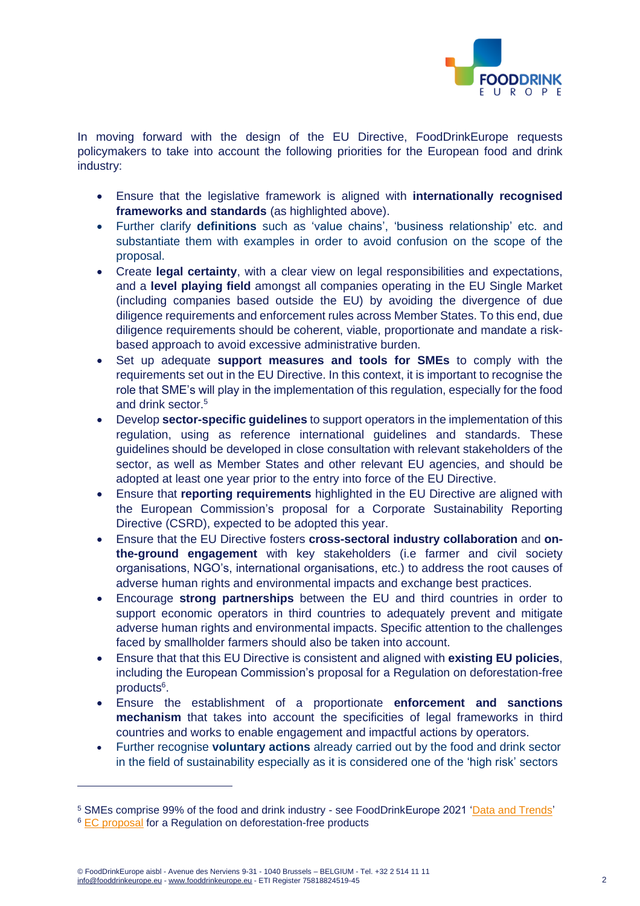In moving forward with the design of the EU Directive, FoodDrinkEurope requests policymakers to take into account the following priorities for the European food and drink industry:

- Ensure that the legislative framework is aligned with **internationally recognised frameworks and standards** (as highlighted above).
- Further clarify **definitions** such as 'value chains', 'business relationship' etc. and substantiate them with examples in order to avoid confusion on the scope of the proposal.
- Create **legal certainty**, with a clear view on legal responsibilities and expectations, and a **level playing field** amongst all companies operating in the EU Single Market (including companies based outside the EU) by avoiding the divergence of due diligence requirements and enforcement rules across Member States. To this end, due diligence requirements should be coherent, viable, proportionate and mandate a risk-based approach to avoid excessive administrative burden.
- Set up adequate **support measures and tools for SMEs** to comply with the requirements set out in the EU Directive. In this context, it is important to recognise the role that SME's will play in the implementation of this regulation, especially for the food and drink sector.[5]
- Develop **sector-specific guidelines** to support operators in the implementation of this regulation, using as reference international guidelines and standards. These guidelines should be developed in close consultation with relevant stakeholders of the sector, as well as Member States and other relevant EU agencies, and should be adopted at least one year prior to the entry into force of the EU Directive.
- Ensure that **reporting requirements** highlighted in the EU Directive are aligned with the European Commission's proposal for a Corporate Sustainability Reporting Directive (CSRD), expected to be adopted this year.
- Ensure that the EU Directive fosters **cross-sectoral industry collaboration** and **on-the-ground engagement** with key stakeholders (i.e farmer and civil society organisations, NGO's, international organisations, etc.) to address the root causes of adverse human rights and environmental impacts and exchange best practices.
- Encourage **strong partnerships** between the EU and third countries in order to support economic operators in third countries to adequately prevent and mitigate adverse human rights and environmental impacts. Specific attention to the challenges faced by smallholder farmers should also be taken into account.
- Ensure that that this EU Directive is consistent and aligned with **existing EU policies**, including the European Commission's proposal for a Regulation on deforestation-free products[6].
- Ensure the establishment of a proportionate **enforcement and sanctions mechanism** that takes into account the specificities of legal frameworks in third countries and works to enable engagement and impactful actions by operators.
- Further recognise **voluntary actions** already carried out by the food and drink sector in the field of sustainability especially as it is considered one of the 'high risk' sectors

---

[5] SMEs comprise 99% of the food and drink industry - see FoodDrinkEurope 2021 'Data and Trends'

[6] EC proposal for a Regulation on deforestation-free products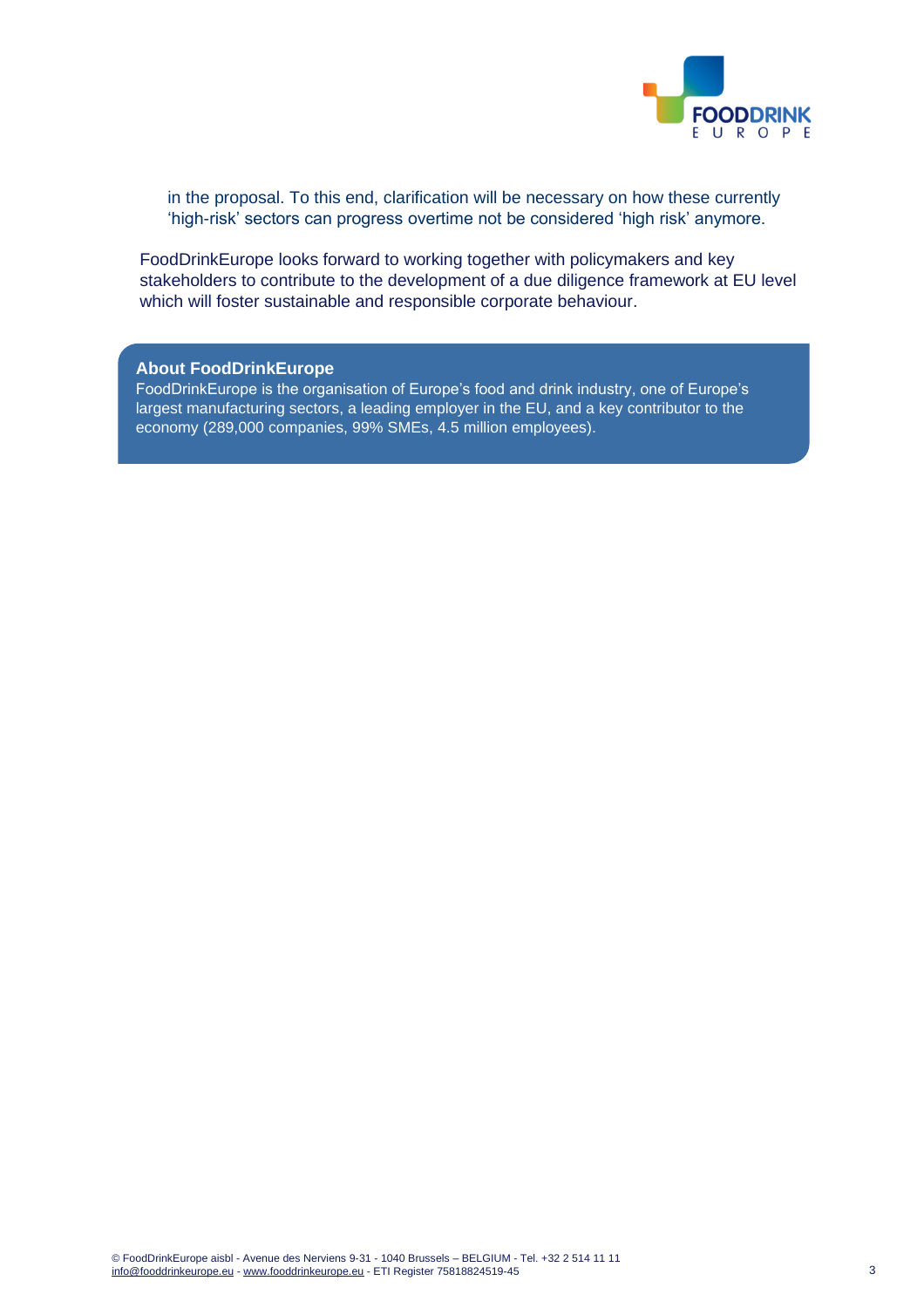in the proposal. To this end, clarification will be necessary on how these currently 'high-risk' sectors can progress overtime not be considered 'high risk' anymore.

FoodDrinkEurope looks forward to working together with policymakers and key stakeholders to contribute to the development of a due diligence framework at EU level which will foster sustainable and responsible corporate behaviour.

**About FoodDrinkEurope**

FoodDrinkEurope is the organisation of Europe's food and drink industry, one of Europe's largest manufacturing sectors, a leading employer in the EU, and a key contributor to the economy (289,000 companies, 99% SMEs, 4.5 million employees).